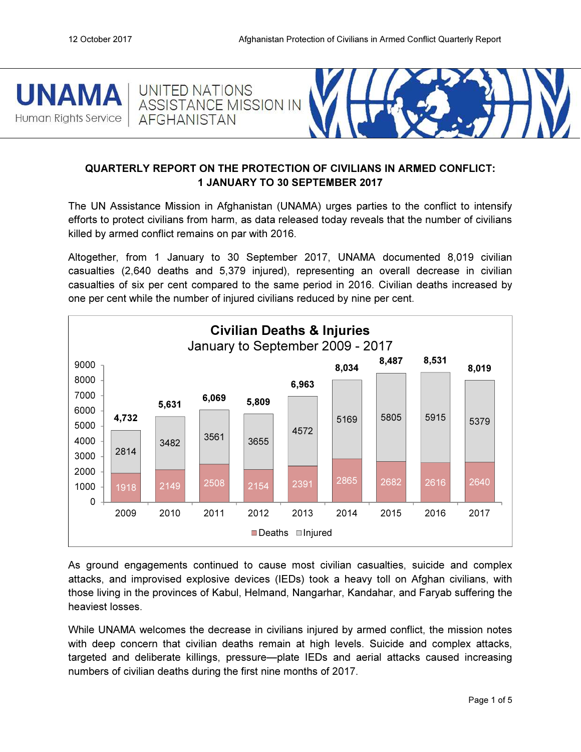UNAMA
Human Rights Service

UNITED NATIONS ASSISTANCE MISSION IN AFGHANISTAN

## QUARTERLY REPORT ON THE PROTECTION OF CIVILIANS IN ARMED CONFLICT: 1 JANUARY TO 30 SEPTEMBER 2017

The UN Assistance Mission in Afghanistan (UNAMA) urges parties to the conflict to intensify efforts to protect civilians from harm, as data released today reveals that the number of civilians killed by armed conflict remains on par with 2016.

Altogether, from 1 January to 30 September 2017, UNAMA documented 8,019 civilian casualties (2,640 deaths and 5,379 injured), representing an overall decrease in civilian casualties of six per cent compared to the same period in 2016. Civilian deaths increased by one per cent while the number of injured civilians reduced by nine per cent.

**Civilian Deaths & Injuries**
**January to September 2009 - 2017**

| Year | Deaths | Injured | Total |
|---|---|---|---|
| 2009 | 1918 | 2814 | 4,732 |
| 2010 | 2149 | 3482 | 5,631 |
| 2011 | 2508 | 3561 | 6,069 |
| 2012 | 2154 | 3655 | 5,809 |
| 2013 | 2391 | 4572 | 6,963 |
| 2014 | 2865 | 5169 | 8,034 |
| 2015 | 2682 | 5805 | 8,487 |
| 2016 | 2616 | 5915 | 8,531 |
| 2017 | 2640 | 5379 | 8,019 |

As ground engagements continued to cause most civilian casualties, suicide and complex attacks, and improvised explosive devices (IEDs) took a heavy toll on Afghan civilians, with those living in the provinces of Kabul, Helmand, Nangarhar, Kandahar, and Faryab suffering the heaviest losses.

While UNAMA welcomes the decrease in civilians injured by armed conflict, the mission notes with deep concern that civilian deaths remain at high levels. Suicide and complex attacks, targeted and deliberate killings, pressure—plate IEDs and aerial attacks caused increasing numbers of civilian deaths during the first nine months of 2017.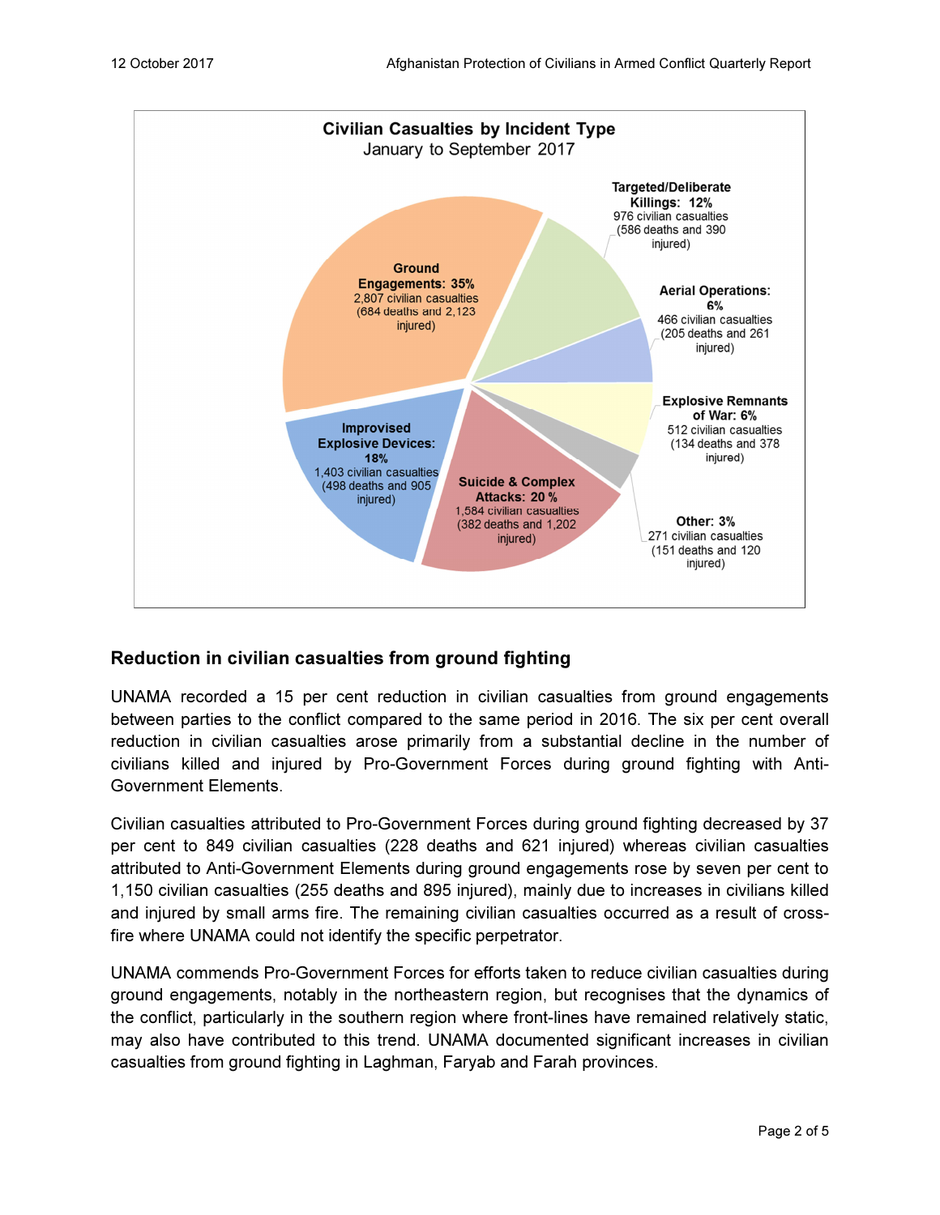**Civilian Casualties by Incident Type**
January to September 2017

- **Ground Engagements: 35%** 2,807 civilian casualties (684 deaths and 2,123 injured)
- **Targeted/Deliberate Killings: 12%** 976 civilian casualties (586 deaths and 390 injured)
- **Aerial Operations: 6%** 466 civilian casualties (205 deaths and 261 injured)
- **Explosive Remnants of War: 6%** 512 civilian casualties (134 deaths and 378 injured)
- **Other: 3%** 271 civilian casualties (151 deaths and 120 injured)
- **Suicide & Complex Attacks: 20 %** 1,584 civilian casualties (382 deaths and 1,202 injured)
- **Improvised Explosive Devices: 18%** 1,403 civilian casualties (498 deaths and 905 injured)

## Reduction in civilian casualties from ground fighting

UNAMA recorded a 15 per cent reduction in civilian casualties from ground engagements between parties to the conflict compared to the same period in 2016. The six per cent overall reduction in civilian casualties arose primarily from a substantial decline in the number of civilians killed and injured by Pro-Government Forces during ground fighting with Anti-Government Elements.

Civilian casualties attributed to Pro-Government Forces during ground fighting decreased by 37 per cent to 849 civilian casualties (228 deaths and 621 injured) whereas civilian casualties attributed to Anti-Government Elements during ground engagements rose by seven per cent to 1,150 civilian casualties (255 deaths and 895 injured), mainly due to increases in civilians killed and injured by small arms fire. The remaining civilian casualties occurred as a result of cross-fire where UNAMA could not identify the specific perpetrator.

UNAMA commends Pro-Government Forces for efforts taken to reduce civilian casualties during ground engagements, notably in the northeastern region, but recognises that the dynamics of the conflict, particularly in the southern region where front-lines have remained relatively static, may also have contributed to this trend. UNAMA documented significant increases in civilian casualties from ground fighting in Laghman, Faryab and Farah provinces.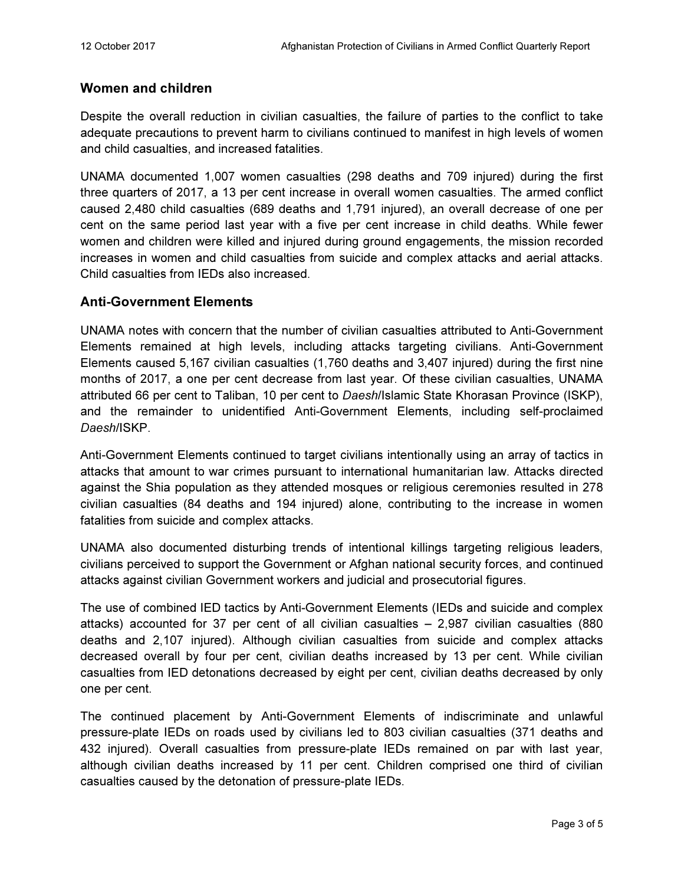## Women and children

Despite the overall reduction in civilian casualties, the failure of parties to the conflict to take adequate precautions to prevent harm to civilians continued to manifest in high levels of women and child casualties, and increased fatalities.

UNAMA documented 1,007 women casualties (298 deaths and 709 injured) during the first three quarters of 2017, a 13 per cent increase in overall women casualties. The armed conflict caused 2,480 child casualties (689 deaths and 1,791 injured), an overall decrease of one per cent on the same period last year with a five per cent increase in child deaths. While fewer women and children were killed and injured during ground engagements, the mission recorded increases in women and child casualties from suicide and complex attacks and aerial attacks. Child casualties from IEDs also increased.

## Anti-Government Elements

UNAMA notes with concern that the number of civilian casualties attributed to Anti-Government Elements remained at high levels, including attacks targeting civilians. Anti-Government Elements caused 5,167 civilian casualties (1,760 deaths and 3,407 injured) during the first nine months of 2017, a one per cent decrease from last year. Of these civilian casualties, UNAMA attributed 66 per cent to Taliban, 10 per cent to *Daesh*/Islamic State Khorasan Province (ISKP), and the remainder to unidentified Anti-Government Elements, including self-proclaimed *Daesh*/ISKP.

Anti-Government Elements continued to target civilians intentionally using an array of tactics in attacks that amount to war crimes pursuant to international humanitarian law. Attacks directed against the Shia population as they attended mosques or religious ceremonies resulted in 278 civilian casualties (84 deaths and 194 injured) alone, contributing to the increase in women fatalities from suicide and complex attacks.

UNAMA also documented disturbing trends of intentional killings targeting religious leaders, civilians perceived to support the Government or Afghan national security forces, and continued attacks against civilian Government workers and judicial and prosecutorial figures.

The use of combined IED tactics by Anti-Government Elements (IEDs and suicide and complex attacks) accounted for 37 per cent of all civilian casualties – 2,987 civilian casualties (880 deaths and 2,107 injured). Although civilian casualties from suicide and complex attacks decreased overall by four per cent, civilian deaths increased by 13 per cent. While civilian casualties from IED detonations decreased by eight per cent, civilian deaths decreased by only one per cent.

The continued placement by Anti-Government Elements of indiscriminate and unlawful pressure-plate IEDs on roads used by civilians led to 803 civilian casualties (371 deaths and 432 injured). Overall casualties from pressure-plate IEDs remained on par with last year, although civilian deaths increased by 11 per cent. Children comprised one third of civilian casualties caused by the detonation of pressure-plate IEDs.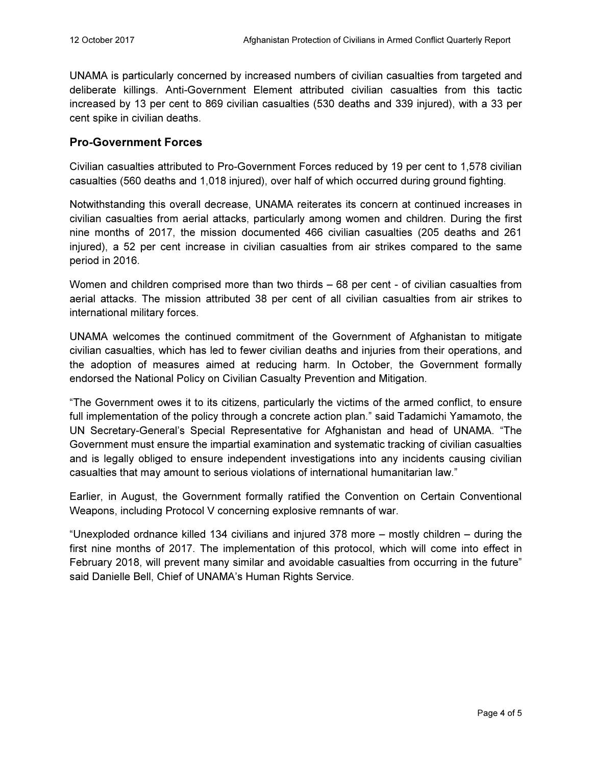UNAMA is particularly concerned by increased numbers of civilian casualties from targeted and deliberate killings. Anti-Government Element attributed civilian casualties from this tactic increased by 13 per cent to 869 civilian casualties (530 deaths and 339 injured), with a 33 per cent spike in civilian deaths.

## Pro-Government Forces

Civilian casualties attributed to Pro-Government Forces reduced by 19 per cent to 1,578 civilian casualties (560 deaths and 1,018 injured), over half of which occurred during ground fighting.

Notwithstanding this overall decrease, UNAMA reiterates its concern at continued increases in civilian casualties from aerial attacks, particularly among women and children. During the first nine months of 2017, the mission documented 466 civilian casualties (205 deaths and 261 injured), a 52 per cent increase in civilian casualties from air strikes compared to the same period in 2016.

Women and children comprised more than two thirds – 68 per cent - of civilian casualties from aerial attacks. The mission attributed 38 per cent of all civilian casualties from air strikes to international military forces.

UNAMA welcomes the continued commitment of the Government of Afghanistan to mitigate civilian casualties, which has led to fewer civilian deaths and injuries from their operations, and the adoption of measures aimed at reducing harm. In October, the Government formally endorsed the National Policy on Civilian Casualty Prevention and Mitigation.

"The Government owes it to its citizens, particularly the victims of the armed conflict, to ensure full implementation of the policy through a concrete action plan." said Tadamichi Yamamoto, the UN Secretary-General's Special Representative for Afghanistan and head of UNAMA. "The Government must ensure the impartial examination and systematic tracking of civilian casualties and is legally obliged to ensure independent investigations into any incidents causing civilian casualties that may amount to serious violations of international humanitarian law."

Earlier, in August, the Government formally ratified the Convention on Certain Conventional Weapons, including Protocol V concerning explosive remnants of war.

"Unexploded ordnance killed 134 civilians and injured 378 more – mostly children – during the first nine months of 2017. The implementation of this protocol, which will come into effect in February 2018, will prevent many similar and avoidable casualties from occurring in the future" said Danielle Bell, Chief of UNAMA's Human Rights Service.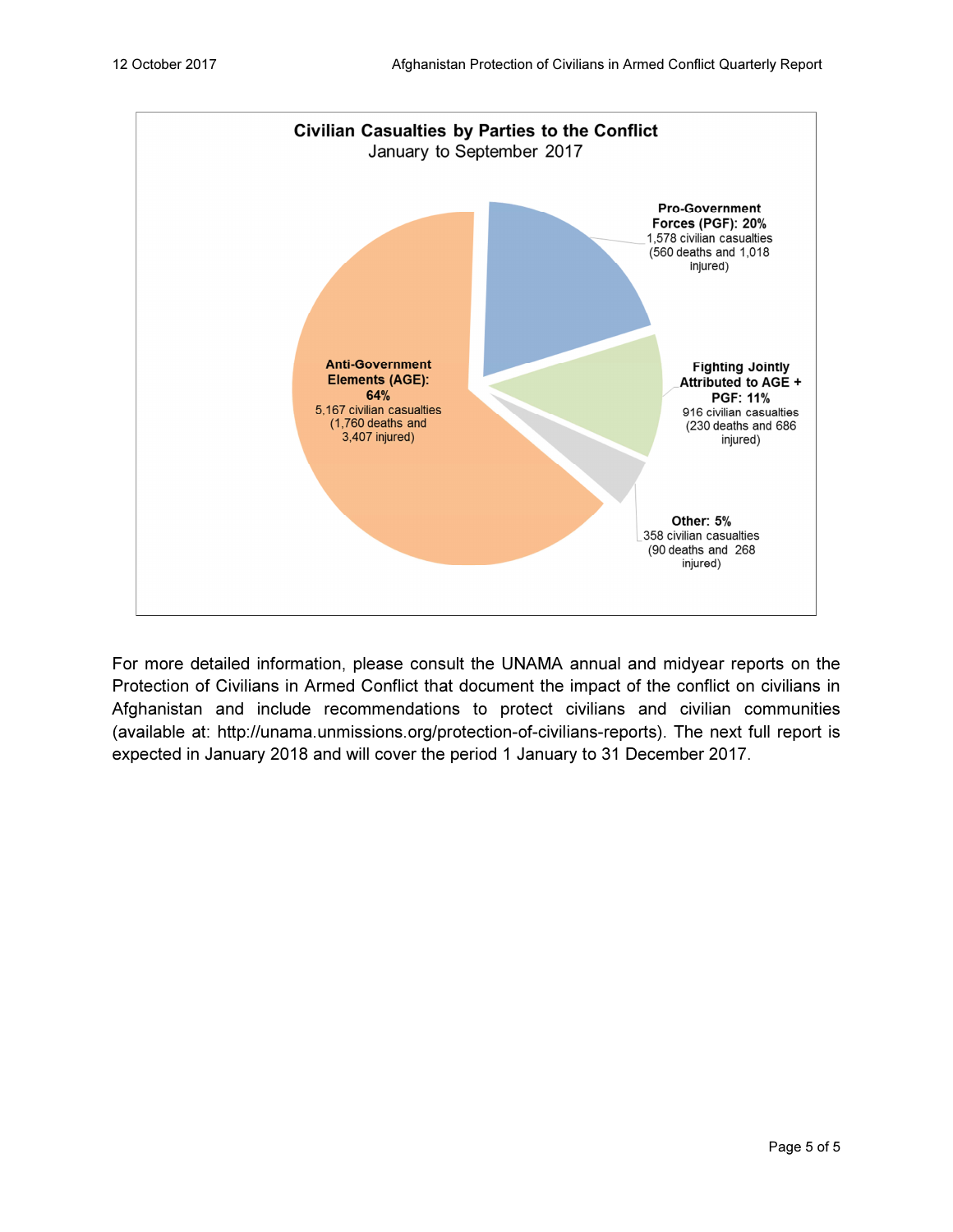**Civilian Casualties by Parties to the Conflict**
January to September 2017

**Pro-Government Forces (PGF): 20%**
1,578 civilian casualties
(560 deaths and 1,018 injured)

**Fighting Jointly Attributed to AGE + PGF: 11%**
916 civilian casualties
(230 deaths and 686 injured)

**Other: 5%**
358 civilian casualties
(90 deaths and 268 injured)

**Anti-Government Elements (AGE): 64%**
5,167 civilian casualties
(1,760 deaths and 3,407 injured)

For more detailed information, please consult the UNAMA annual and midyear reports on the Protection of Civilians in Armed Conflict that document the impact of the conflict on civilians in Afghanistan and include recommendations to protect civilians and civilian communities (available at: http://unama.unmissions.org/protection-of-civilians-reports). The next full report is expected in January 2018 and will cover the period 1 January to 31 December 2017.